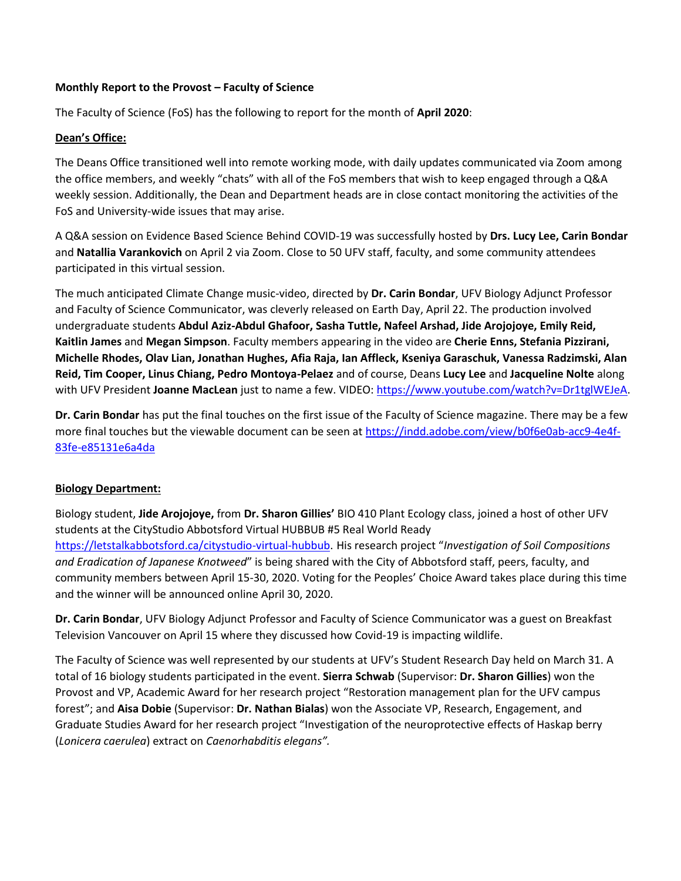**Monthly Report to the Provost – Faculty of Science**

The Faculty of Science (FoS) has the following to report for the month of **April 2020**:

**Dean's Office:**

The Deans Office transitioned well into remote working mode, with daily updates communicated via Zoom among the office members, and weekly "chats" with all of the FoS members that wish to keep engaged through a Q&A weekly session. Additionally, the Dean and Department heads are in close contact monitoring the activities of the FoS and University-wide issues that may arise.

A Q&A session on Evidence Based Science Behind COVID-19 was successfully hosted by **Drs. Lucy Lee, Carin Bondar** and **Natallia Varankovich** on April 2 via Zoom. Close to 50 UFV staff, faculty, and some community attendees participated in this virtual session.

The much anticipated Climate Change music-video, directed by **Dr. Carin Bondar**, UFV Biology Adjunct Professor and Faculty of Science Communicator, was cleverly released on Earth Day, April 22. The production involved undergraduate students **Abdul Aziz-Abdul Ghafoor, Sasha Tuttle, Nafeel Arshad, Jide Arojojoye, Emily Reid, Kaitlin James** and **Megan Simpson**. Faculty members appearing in the video are **Cherie Enns, Stefania Pizzirani, Michelle Rhodes, Olav Lian, Jonathan Hughes, Afia Raja, Ian Affleck, Kseniya Garaschuk, Vanessa Radzimski, Alan Reid, Tim Cooper, Linus Chiang, Pedro Montoya-Pelaez** and of course, Deans **Lucy Lee** and **Jacqueline Nolte** along with UFV President **Joanne MacLean** just to name a few. VIDEO: https://www.youtube.com/watch?v=Dr1tglWEJeA.

**Dr. Carin Bondar** has put the final touches on the first issue of the Faculty of Science magazine. There may be a few more final touches but the viewable document can be seen at https://indd.adobe.com/view/b0f6e0ab-acc9-4e4f-83fe-e85131e6a4da

**Biology Department:**

Biology student, **Jide Arojojoye,** from **Dr. Sharon Gillies'** BIO 410 Plant Ecology class, joined a host of other UFV students at the CityStudio Abbotsford Virtual HUBBUB #5 Real World Ready https://letstalkabbotsford.ca/citystudio-virtual-hubbub. His research project "*Investigation of Soil Compositions and Eradication of Japanese Knotweed*" is being shared with the City of Abbotsford staff, peers, faculty, and community members between April 15-30, 2020. Voting for the Peoples' Choice Award takes place during this time and the winner will be announced online April 30, 2020.

**Dr. Carin Bondar**, UFV Biology Adjunct Professor and Faculty of Science Communicator was a guest on Breakfast Television Vancouver on April 15 where they discussed how Covid-19 is impacting wildlife.

The Faculty of Science was well represented by our students at UFV's Student Research Day held on March 31. A total of 16 biology students participated in the event. **Sierra Schwab** (Supervisor: **Dr. Sharon Gillies**) won the Provost and VP, Academic Award for her research project "Restoration management plan for the UFV campus forest"; and **Aisa Dobie** (Supervisor: **Dr. Nathan Bialas**) won the Associate VP, Research, Engagement, and Graduate Studies Award for her research project "Investigation of the neuroprotective effects of Haskap berry (*Lonicera caerulea*) extract on *Caenorhabditis elegans".*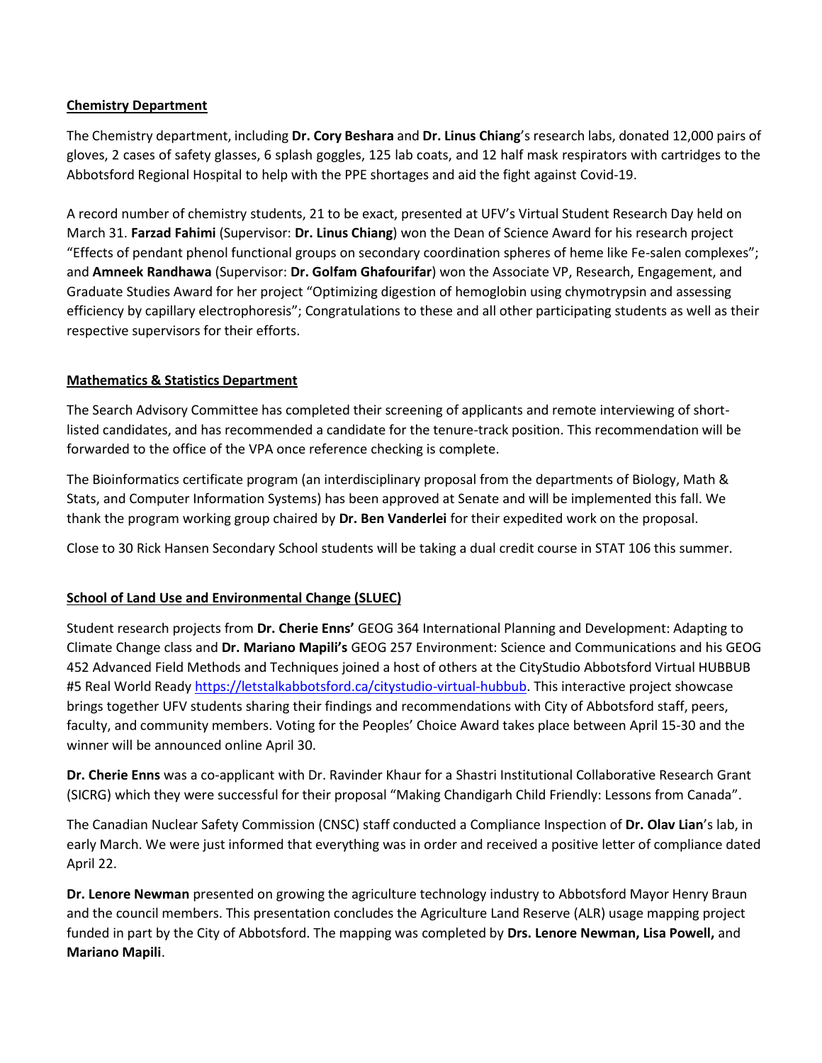**Chemistry Department**

The Chemistry department, including **Dr. Cory Beshara** and **Dr. Linus Chiang**'s research labs, donated 12,000 pairs of gloves, 2 cases of safety glasses, 6 splash goggles, 125 lab coats, and 12 half mask respirators with cartridges to the Abbotsford Regional Hospital to help with the PPE shortages and aid the fight against Covid-19.

A record number of chemistry students, 21 to be exact, presented at UFV's Virtual Student Research Day held on March 31. **Farzad Fahimi** (Supervisor: **Dr. Linus Chiang**) won the Dean of Science Award for his research project "Effects of pendant phenol functional groups on secondary coordination spheres of heme like Fe-salen complexes"; and **Amneek Randhawa** (Supervisor: **Dr. Golfam Ghafourifar**) won the Associate VP, Research, Engagement, and Graduate Studies Award for her project "Optimizing digestion of hemoglobin using chymotrypsin and assessing efficiency by capillary electrophoresis"; Congratulations to these and all other participating students as well as their respective supervisors for their efforts.

**Mathematics & Statistics Department**

The Search Advisory Committee has completed their screening of applicants and remote interviewing of short-listed candidates, and has recommended a candidate for the tenure-track position. This recommendation will be forwarded to the office of the VPA once reference checking is complete.

The Bioinformatics certificate program (an interdisciplinary proposal from the departments of Biology, Math & Stats, and Computer Information Systems) has been approved at Senate and will be implemented this fall. We thank the program working group chaired by **Dr. Ben Vanderlei** for their expedited work on the proposal.

Close to 30 Rick Hansen Secondary School students will be taking a dual credit course in STAT 106 this summer.

**School of Land Use and Environmental Change (SLUEC)**

Student research projects from **Dr. Cherie Enns'** GEOG 364 International Planning and Development: Adapting to Climate Change class and **Dr. Mariano Mapili's** GEOG 257 Environment: Science and Communications and his GEOG 452 Advanced Field Methods and Techniques joined a host of others at the CityStudio Abbotsford Virtual HUBBUB #5 Real World Ready https://letstalkabbotsford.ca/citystudio-virtual-hubbub. This interactive project showcase brings together UFV students sharing their findings and recommendations with City of Abbotsford staff, peers, faculty, and community members. Voting for the Peoples' Choice Award takes place between April 15-30 and the winner will be announced online April 30.

**Dr. Cherie Enns** was a co-applicant with Dr. Ravinder Khaur for a Shastri Institutional Collaborative Research Grant (SICRG) which they were successful for their proposal "Making Chandigarh Child Friendly: Lessons from Canada".

The Canadian Nuclear Safety Commission (CNSC) staff conducted a Compliance Inspection of **Dr. Olav Lian**'s lab, in early March. We were just informed that everything was in order and received a positive letter of compliance dated April 22.

**Dr. Lenore Newman** presented on growing the agriculture technology industry to Abbotsford Mayor Henry Braun and the council members. This presentation concludes the Agriculture Land Reserve (ALR) usage mapping project funded in part by the City of Abbotsford. The mapping was completed by **Drs. Lenore Newman, Lisa Powell,** and **Mariano Mapili**.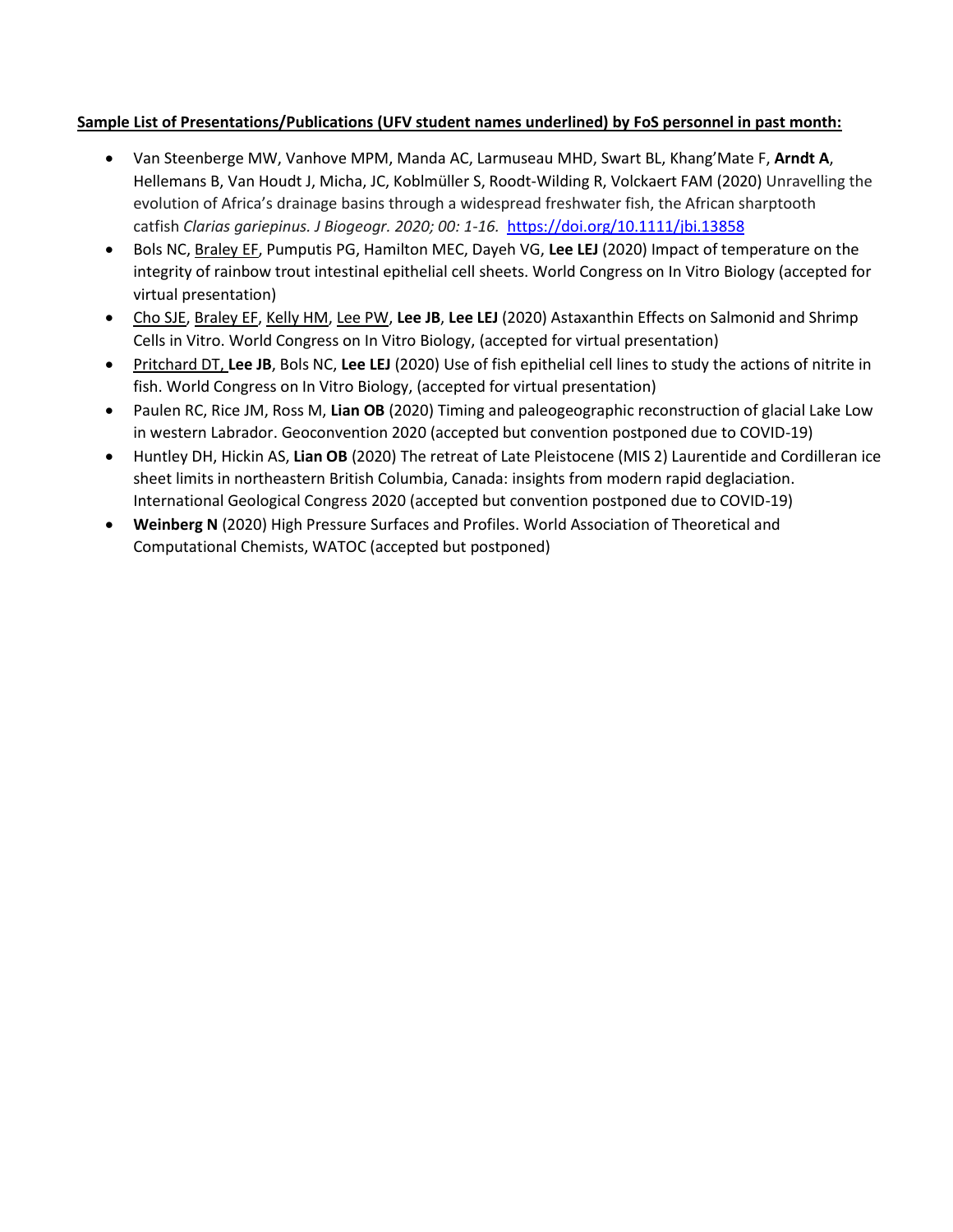**Sample List of Presentations/Publications (UFV student names underlined) by FoS personnel in past month:**

- Van Steenberge MW, Vanhove MPM, Manda AC, Larmuseau MHD, Swart BL, Khang'Mate F, **Arndt A**, Hellemans B, Van Houdt J, Micha, JC, Koblmüller S, Roodt-Wilding R, Volckaert FAM (2020) Unravelling the evolution of Africa's drainage basins through a widespread freshwater fish, the African sharptooth catfish *Clarias gariepinus. J Biogeogr. 2020; 00: 1-16.* https://doi.org/10.1111/jbi.13858
- Bols NC, Braley EF, Pumputis PG, Hamilton MEC, Dayeh VG, **Lee LEJ** (2020) Impact of temperature on the integrity of rainbow trout intestinal epithelial cell sheets. World Congress on In Vitro Biology (accepted for virtual presentation)
- Cho SJE, Braley EF, Kelly HM, Lee PW, **Lee JB**, **Lee LEJ** (2020) Astaxanthin Effects on Salmonid and Shrimp Cells in Vitro. World Congress on In Vitro Biology, (accepted for virtual presentation)
- Pritchard DT, **Lee JB**, Bols NC, **Lee LEJ** (2020) Use of fish epithelial cell lines to study the actions of nitrite in fish. World Congress on In Vitro Biology, (accepted for virtual presentation)
- Paulen RC, Rice JM, Ross M, **Lian OB** (2020) Timing and paleogeographic reconstruction of glacial Lake Low in western Labrador. Geoconvention 2020 (accepted but convention postponed due to COVID-19)
- Huntley DH, Hickin AS, **Lian OB** (2020) The retreat of Late Pleistocene (MIS 2) Laurentide and Cordilleran ice sheet limits in northeastern British Columbia, Canada: insights from modern rapid deglaciation. International Geological Congress 2020 (accepted but convention postponed due to COVID-19)
- **Weinberg N** (2020) High Pressure Surfaces and Profiles. World Association of Theoretical and Computational Chemists, WATOC (accepted but postponed)